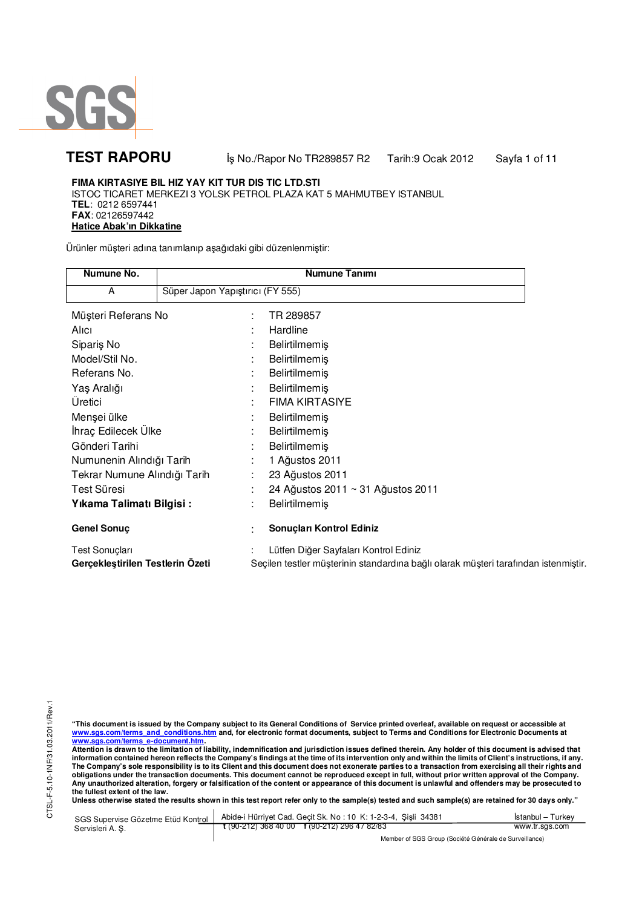# TEST RAPORU

İş No./Rapor No TR289857 R2  Tarih:9 Ocak 2012

**FIMA KIRTASIYE BIL HIZ YAY KIT TUR DIS TIC LTD.STI**
ISTOC TICARET MERKEZI 3 YOLSK PETROL PLAZA KAT 5 MAHMUTBEY ISTANBUL
**TEL**: 0212 6597441
**FAX**: 02126597442
**Hatice Abak'ın Dikkatine**

Ürünler müşteri adına tanımlanıp aşağıdaki gibi düzenlenmiştir:

| Numune No. | Numune Tanımı |
|---|---|
| A | Süper Japon Yapıştırıcı (FY 555) |

| | | |
|---|---|---|
| Müşteri Referans No | : | TR 289857 |
| Alıcı | : | Hardline |
| Sipariş No | : | Belirtilmemiş |
| Model/Stil No. | : | Belirtilmemiş |
| Referans No. | : | Belirtilmemiş |
| Yaş Aralığı | : | Belirtilmemiş |
| Üretici | : | FIMA KIRTASIYE |
| Menşei ülke | : | Belirtilmemiş |
| İhraç Edilecek Ülke | : | Belirtilmemiş |
| Gönderi Tarihi | : | Belirtilmemiş |
| Numunenin Alındığı Tarih | : | 1 Ağustos 2011 |
| Tekrar Numune Alındığı Tarih | : | 23 Ağustos 2011 |
| Test Süresi | : | 24 Ağustos 2011 ~ 31 Ağustos 2011 |
| **Yıkama Talimatı Bilgisi :** | : | Belirtilmemiş |

**Genel Sonuç** : **Sonuçları Kontrol Ediniz**

Test Sonuçları : Lütfen Diğer Sayfaları Kontrol Ediniz
**Gerçekleştirilen Testlerin Özeti** Seçilen testler müşterinin standardına bağlı olarak müşteri tarafından istenmiştir.

CTSL-F-5.10-1NF/31.03.2011/Rev.1

**"This document is issued by the Company subject to its General Conditions of Service printed overleaf, available on request or accessible at www.sgs.com/terms_and_conditions.htm and, for electronic format documents, subject to Terms and Conditions for Electronic Documents at www.sgs.com/terms_e-document.htm.**
**Attention is drawn to the limitation of liability, indemnification and jurisdiction issues defined therein. Any holder of this document is advised that information contained hereon reflects the Company's findings at the time of its intervention only and within the limits of Client's instructions, if any. The Company's sole responsibility is to its Client and this document does not exonerate parties to a transaction from exercising all their rights and obligations under the transaction documents. This document cannot be reproduced except in full, without prior written approval of the Company. Any unauthorized alteration, forgery or falsification of the content or appearance of this document is unlawful and offenders may be prosecuted to the fullest extent of the law.**
**Unless otherwise stated the results shown in this test report refer only to the sample(s) tested and such sample(s) are retained for 30 days only."**

SGS Supervise Gözetme Etüd Kontrol Servisleri A. Ş. | Abide-i Hürriyet Cad. Geçit Sk. No : 10 K: 1-2-3-4, Şişli 34381 İstanbul – Turkey | t (90-212) 368 40 00 f (90-212) 296 47 82/83 | www.tr.sgs.com

Member of SGS Group (Société Générale de Surveillance)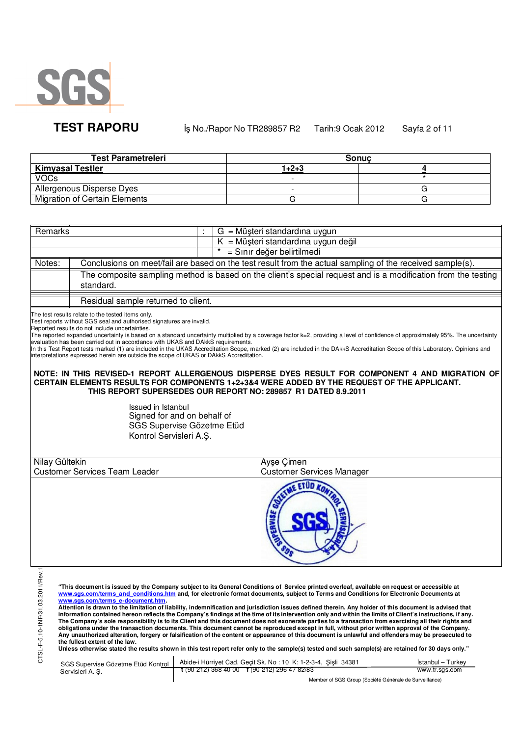**TEST RAPORU** İş No./Rapor No TR289857 R2 Tarih:9 Ocak 2012

| Test Parametreleri | Sonuç | |
|---|---|---|
| **Kimyasal Testler** | **1+2+3** | **4** |
| VOCs | - | * |
| Allergenous Disperse Dyes | - | G |
| Migration of Certain Elements | G | G |

| Remarks | : | G = Müşteri standardına uygun |
|---|---|---|
| | | K = Müşteri standardına uygun değil |
| | | * = Sınır değer belirtilmedi |

| Notes: | Conclusions on meet/fail are based on the test result from the actual sampling of the received sample(s). |
|---|---|
| | The composite sampling method is based on the client's special request and is a modification from the testing standard. |
| | Residual sample returned to client. |

The test results relate to the tested items only.
Test reports without SGS seal and authorised signatures are invalid.
Reported results do not include uncertainties.
The reported expanded uncertainty is based on a standard uncertainty multiplied by a coverage factor k=2, providing a level of confidence of approximately 95%. The uncertainty evaluation has been carried out in accordance with UKAS and DAkkS requirements.
In this Test Report tests marked (1) are included in the UKAS Accreditation Scope, marked (2) are included in the DAkkS Accreditation Scope of this Laboratory. Opinions and interpretations expressed herein are outside the scope of UKAS or DAkkS Accreditation.

**NOTE: IN THIS REVISED-1 REPORT ALLERGENOUS DISPERSE DYES RESULT FOR COMPONENT 4 AND MIGRATION OF CERTAIN ELEMENTS RESULTS FOR COMPONENTS 1+2+3&4 WERE ADDED BY THE REQUEST OF THE APPLICANT.**
**THIS REPORT SUPERSEDES OUR REPORT NO: 289857 R1 DATED 8.9.2011**

Issued in Istanbul
Signed for and on behalf of
SGS Supervise Gözetme Etüd
Kontrol Servisleri A.Ş.

| Nilay Gültekin | Ayşe Çimen |
|---|---|
| Customer Services Team Leader | Customer Services Manager |

**"This document is issued by the Company subject to its General Conditions of Service printed overleaf, available on request or accessible at www.sgs.com/terms_and_conditions.htm and, for electronic format documents, subject to Terms and Conditions for Electronic Documents at www.sgs.com/terms_e-document.htm.**
**Attention is drawn to the limitation of liability, indemnification and jurisdiction issues defined therein. Any holder of this document is advised that information contained hereon reflects the Company's findings at the time of its intervention only and within the limits of Client's instructions, if any. The Company's sole responsibility is to its Client and this document does not exonerate parties to a transaction from exercising all their rights and obligations under the transaction documents. This document cannot be reproduced except in full, without prior written approval of the Company. Any unauthorized alteration, forgery or falsification of the content or appearance of this document is unlawful and offenders may be prosecuted to the fullest extent of the law.**
**Unless otherwise stated the results shown in this test report refer only to the sample(s) tested and such sample(s) are retained for 30 days only."**

SGS Supervise Gözetme Etüd Kontrol Servisleri A. Ş. | Abide-i Hürriyet Cad. Geçit Sk. No : 10 K: 1-2-3-4, Şişli 34381 | İstanbul – Turkey
t (90-212) 368 40 00 f (90-212) 296 47 82/83 | www.tr.sgs.com
Member of SGS Group (Société Générale de Surveillance)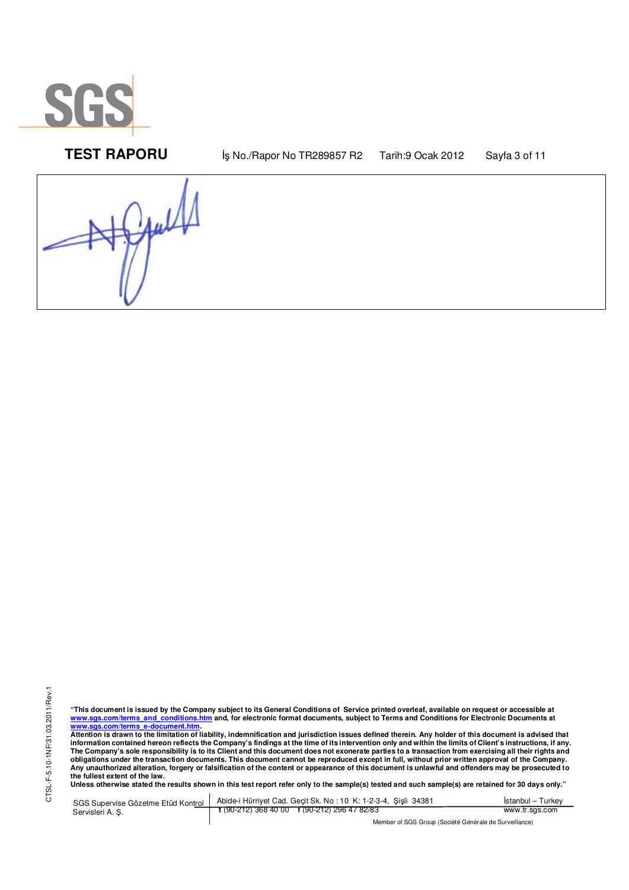"This document is issued by the Company subject to its General Conditions of Service printed overleaf, available on request or accessible at www.sgs.com/terms_and_conditions.htm and, for electronic format documents, subject to Terms and Conditions for Electronic Documents at www.sgs.com/terms_e-document.htm.
Attention is drawn to the limitation of liability, indemnification and jurisdiction issues defined therein. Any holder of this document is advised that information contained hereon reflects the Company's findings at the time of its intervention only and within the limits of Client's instructions, if any. The Company's sole responsibility is to its Client and this document does not exonerate parties to a transaction from exercising all their rights and obligations under the transaction documents. This document cannot be reproduced except in full, without prior written approval of the Company. Any unauthorized alteration, forgery or falsification of the content or appearance of this document is unlawful and offenders may be prosecuted to the fullest extent of the law.
Unless otherwise stated the results shown in this test report refer only to the sample(s) tested and such sample(s) are retained for 30 days only."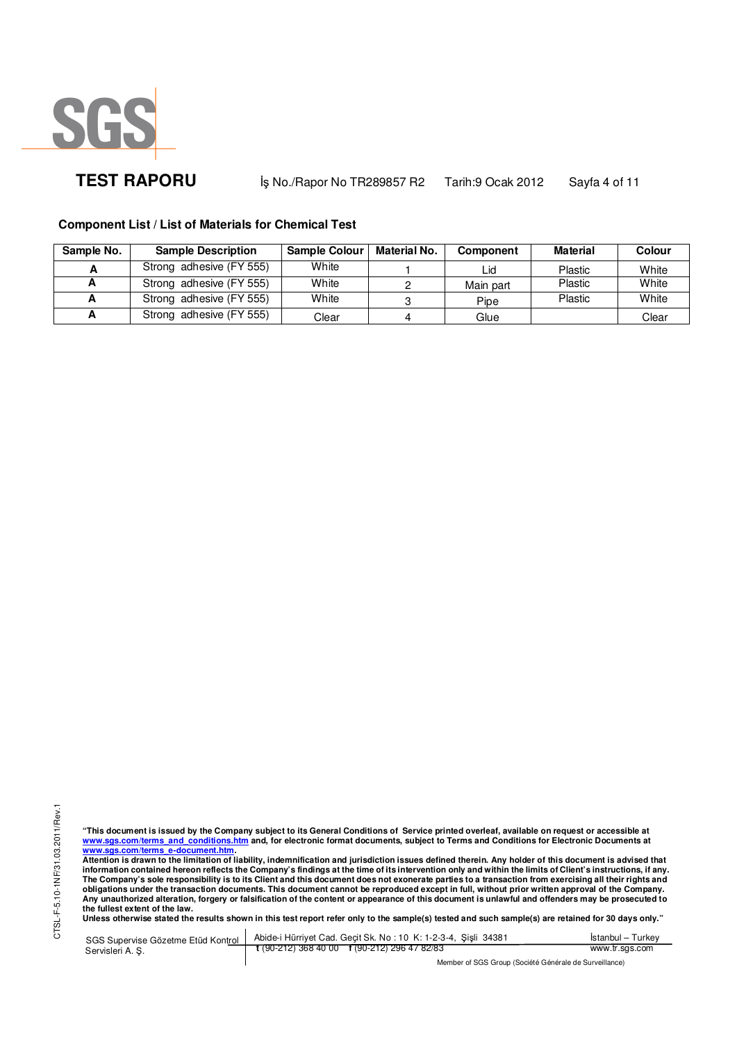## Component List / List of Materials for Chemical Test

| Sample No. | Sample Description | Sample Colour | Material No. | Component | Material | Colour |
|---|---|---|---|---|---|---|
| A | Strong adhesive (FY 555) | White | 1 | Lid | Plastic | White |
| A | Strong adhesive (FY 555) | White | 2 | Main part | Plastic | White |
| A | Strong adhesive (FY 555) | White | 3 | Pipe | Plastic | White |
| A | Strong adhesive (FY 555) | Clear | 4 | Glue | | Clear |

**"This document is issued by the Company subject to its General Conditions of Service printed overleaf, available on request or accessible at www.sgs.com/terms_and_conditions.htm and, for electronic format documents, subject to Terms and Conditions for Electronic Documents at www.sgs.com/terms_e-document.htm.**
**Attention is drawn to the limitation of liability, indemnification and jurisdiction issues defined therein. Any holder of this document is advised that information contained hereon reflects the Company's findings at the time of its intervention only and within the limits of Client's instructions, if any. The Company's sole responsibility is to its Client and this document does not exonerate parties to a transaction from exercising all their rights and obligations under the transaction documents. This document cannot be reproduced except in full, without prior written approval of the Company. Any unauthorized alteration, forgery or falsification of the content or appearance of this document is unlawful and offenders may be prosecuted to the fullest extent of the law.**
**Unless otherwise stated the results shown in this test report refer only to the sample(s) tested and such sample(s) are retained for 30 days only."**

SGS Supervise Gözetme Etüd Kontrol Servisleri A. Ş. | Abide-i Hürriyet Cad. Geçit Sk. No : 10 K: 1-2-3-4, Şişli 34381 | İstanbul – Turkey
t (90-212) 368 40 00 f (90-212) 296 47 82/83 | www.tr.sgs.com

Member of SGS Group (Société Générale de Surveillance)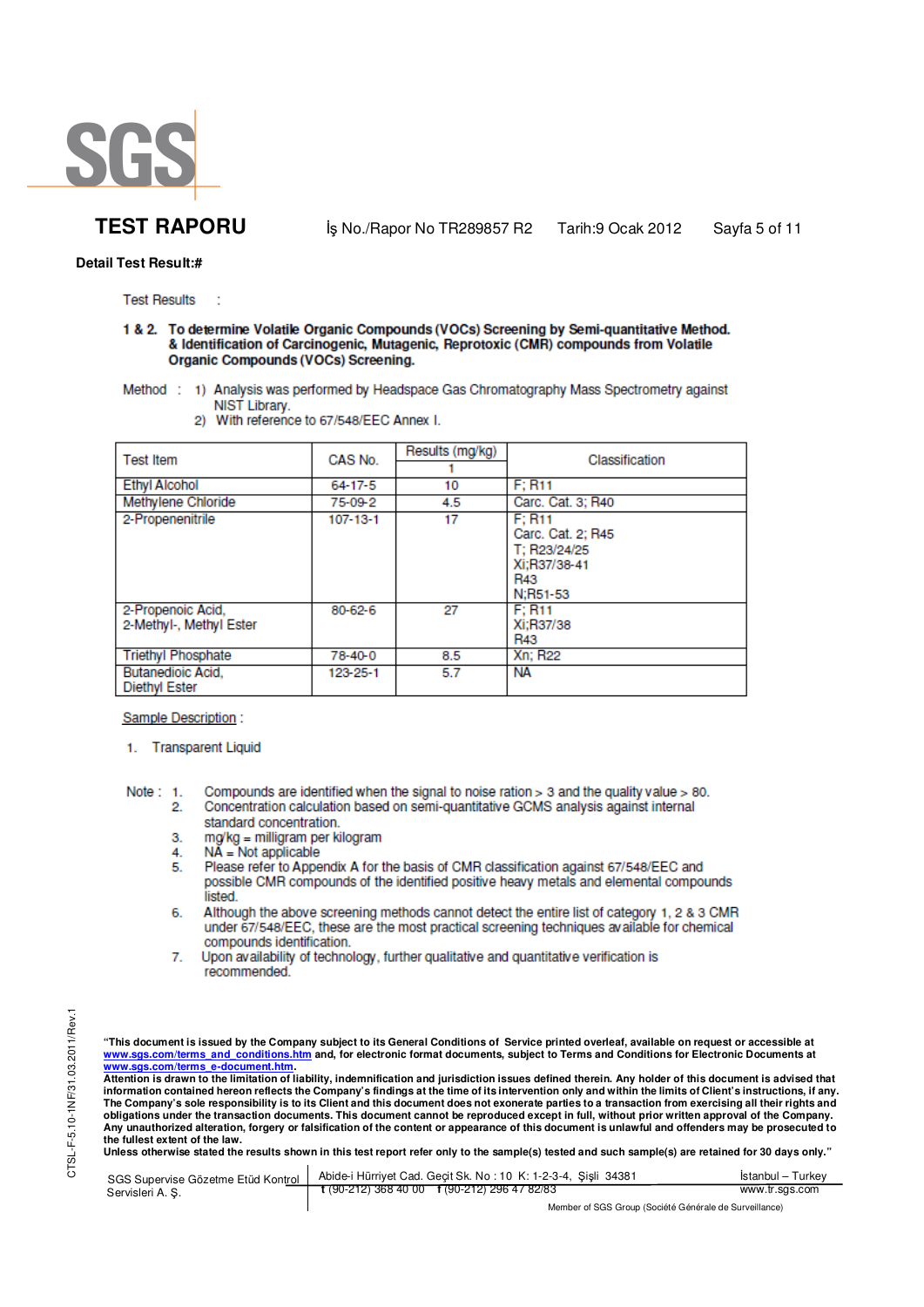# TEST RAPORU

İş No./Rapor No TR289857 R2 Tarih:9 Ocak 2012

**Detail Test Result:#**

Test Results :

**1 & 2. To determine Volatile Organic Compounds (VOCs) Screening by Semi-quantitative Method. & Identification of Carcinogenic, Mutagenic, Reprotoxic (CMR) compounds from Volatile Organic Compounds (VOCs) Screening.**

Method : 1) Analysis was performed by Headspace Gas Chromatography Mass Spectrometry against NIST Library.
2) With reference to 67/548/EEC Annex I.

| Test Item | CAS No. | Results (mg/kg) | Classification |
|---|---|---|---|
| | | 1 | |
| Ethyl Alcohol | 64-17-5 | 10 | F; R11 |
| Methylene Chloride | 75-09-2 | 4.5 | Carc. Cat. 3; R40 |
| 2-Propenenitrile | 107-13-1 | 17 | F; R11<br>Carc. Cat. 2; R45<br>T; R23/24/25<br>Xi;R37/38-41<br>R43<br>N;R51-53 |
| 2-Propenoic Acid, 2-Methyl-, Methyl Ester | 80-62-6 | 27 | F; R11<br>Xi;R37/38<br>R43 |
| Triethyl Phosphate | 78-40-0 | 8.5 | Xn; R22 |
| Butanedioic Acid, Diethyl Ester | 123-25-1 | 5.7 | NA |

Sample Description :

1. Transparent Liquid

Note :
1. Compounds are identified when the signal to noise ration > 3 and the quality value > 80.
2. Concentration calculation based on semi-quantitative GCMS analysis against internal standard concentration.
3. mg/kg = milligram per kilogram
4. NA = Not applicable
5. Please refer to Appendix A for the basis of CMR classification against 67/548/EEC and possible CMR compounds of the identified positive heavy metals and elemental compounds listed.
6. Although the above screening methods cannot detect the entire list of category 1, 2 & 3 CMR under 67/548/EEC, these are the most practical screening techniques available for chemical compounds identification.
7. Upon availability of technology, further qualitative and quantitative verification is recommended.

**"This document is issued by the Company subject to its General Conditions of Service printed overleaf, available on request or accessible at www.sgs.com/terms_and_conditions.htm and, for electronic format documents, subject to Terms and Conditions for Electronic Documents at www.sgs.com/terms_e-document.htm.**
**Attention is drawn to the limitation of liability, indemnification and jurisdiction issues defined therein. Any holder of this document is advised that information contained hereon reflects the Company's findings at the time of its intervention only and within the limits of Client's instructions, if any. The Company's sole responsibility is to its Client and this document does not exonerate parties to a transaction from exercising all their rights and obligations under the transaction documents. This document cannot be reproduced except in full, without prior written approval of the Company. Any unauthorized alteration, forgery or falsification of the content or appearance of this document is unlawful and offenders may be prosecuted to the fullest extent of the law.**
**Unless otherwise stated the results shown in this test report refer only to the sample(s) tested and such sample(s) are retained for 30 days only."**

SGS Supervise Gözetme Etüd Kontrol Servisleri A. Ş. | Abide-i Hürriyet Cad. Geçit Sk. No : 10 K: 1-2-3-4, Şişli 34381 İstanbul – Turkey | t (90-212) 368 40 00 f (90-212) 296 47 82/83 | www.tr.sgs.com

Member of SGS Group (Société Générale de Surveillance)

CTSL-F-5.10-1NF/31.03.2011/Rev.1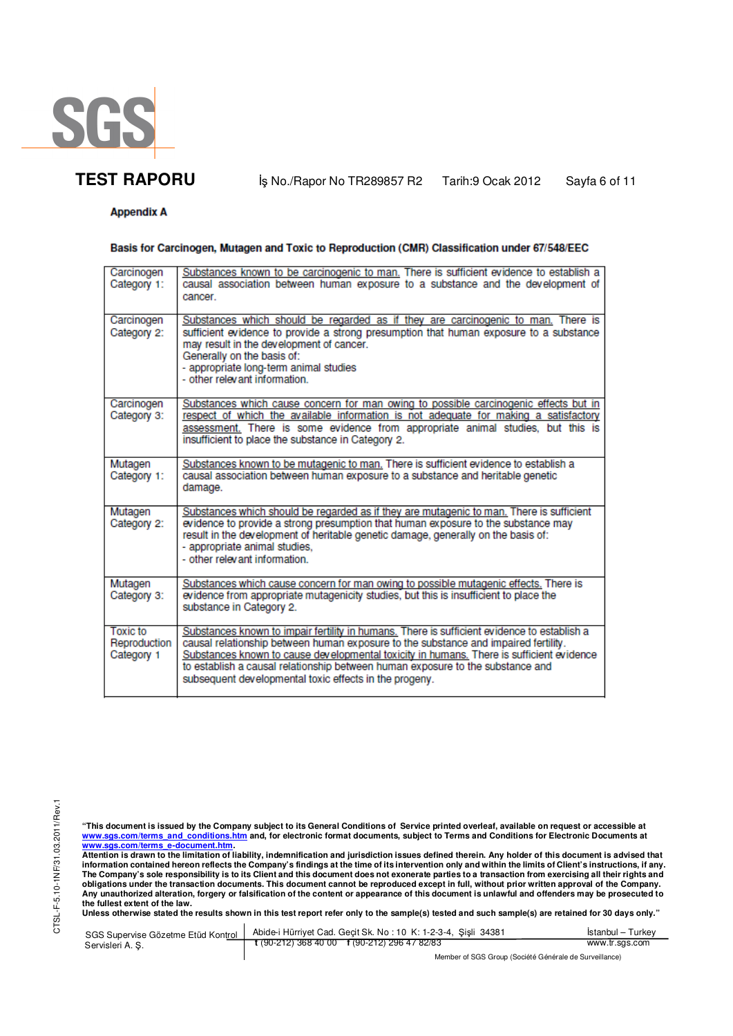**Appendix A**

**Basis for Carcinogen, Mutagen and Toxic to Reproduction (CMR) Classification under 67/548/EEC**

| | |
|---|---|
| Carcinogen Category 1: | Substances known to be carcinogenic to man. There is sufficient evidence to establish a causal association between human exposure to a substance and the development of cancer. |
| Carcinogen Category 2: | Substances which should be regarded as if they are carcinogenic to man. There is sufficient evidence to provide a strong presumption that human exposure to a substance may result in the development of cancer.<br>Generally on the basis of:<br>- appropriate long-term animal studies<br>- other relevant information. |
| Carcinogen Category 3: | Substances which cause concern for man owing to possible carcinogenic effects but in respect of which the available information is not adequate for making a satisfactory assessment. There is some evidence from appropriate animal studies, but this is insufficient to place the substance in Category 2. |
| Mutagen Category 1: | Substances known to be mutagenic to man. There is sufficient evidence to establish a causal association between human exposure to a substance and heritable genetic damage. |
| Mutagen Category 2: | Substances which should be regarded as if they are mutagenic to man. There is sufficient evidence to provide a strong presumption that human exposure to the substance may result in the development of heritable genetic damage, generally on the basis of:<br>- appropriate animal studies,<br>- other relevant information. |
| Mutagen Category 3: | Substances which cause concern for man owing to possible mutagenic effects. There is evidence from appropriate mutagenicity studies, but this is insufficient to place the substance in Category 2. |
| Toxic to Reproduction Category 1 | Substances known to impair fertility in humans. There is sufficient evidence to establish a causal relationship between human exposure to the substance and impaired fertility.<br>Substances known to cause developmental toxicity in humans. There is sufficient evidence to establish a causal relationship between human exposure to the substance and subsequent developmental toxic effects in the progeny. |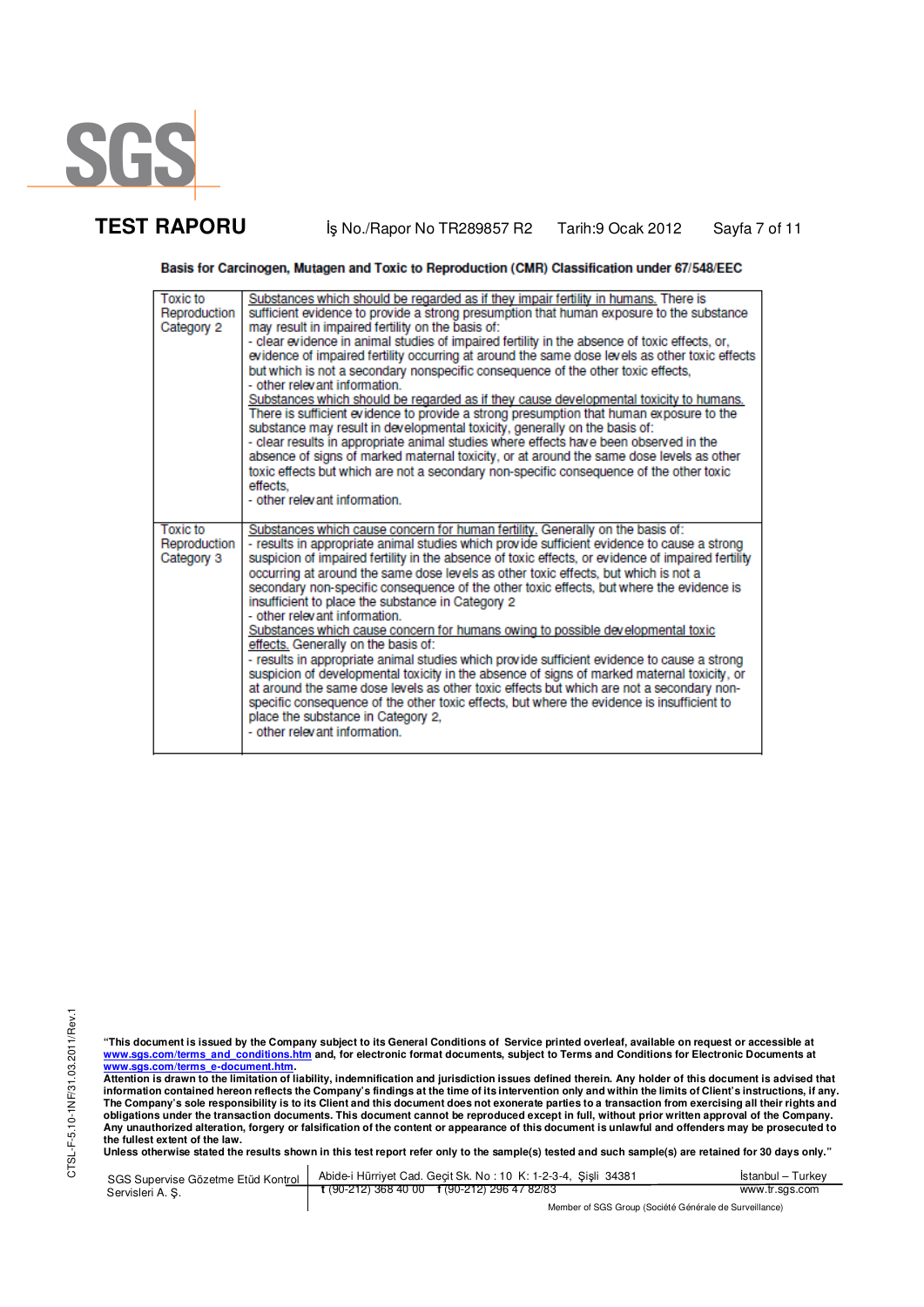**Basis for Carcinogen, Mutagen and Toxic to Reproduction (CMR) Classification under 67/548/EEC**

| | |
|---|---|
| Toxic to Reproduction Category 2 | Substances which should be regarded as if they impair fertility in humans. There is sufficient evidence to provide a strong presumption that human exposure to the substance may result in impaired fertility on the basis of:<br>- clear evidence in animal studies of impaired fertility in the absence of toxic effects, or, evidence of impaired fertility occurring at around the same dose levels as other toxic effects but which is not a secondary nonspecific consequence of the other toxic effects,<br>- other relevant information.<br>Substances which should be regarded as if they cause developmental toxicity to humans. There is sufficient evidence to provide a strong presumption that human exposure to the substance may result in developmental toxicity, generally on the basis of:<br>- clear results in appropriate animal studies where effects have been observed in the absence of signs of marked maternal toxicity, or at around the same dose levels as other toxic effects but which are not a secondary non-specific consequence of the other toxic effects,<br>- other relevant information. |
| Toxic to Reproduction Category 3 | Substances which cause concern for human fertility. Generally on the basis of:<br>- results in appropriate animal studies which provide sufficient evidence to cause a strong suspicion of impaired fertility in the absence of toxic effects, or evidence of impaired fertility occurring at around the same dose levels as other toxic effects, but which is not a secondary non-specific consequence of the other toxic effects, but where the evidence is insufficient to place the substance in Category 2<br>- other relevant information.<br>Substances which cause concern for humans owing to possible developmental toxic effects. Generally on the basis of:<br>- results in appropriate animal studies which provide sufficient evidence to cause a strong suspicion of developmental toxicity in the absence of signs of marked maternal toxicity, or at around the same dose levels as other toxic effects but which are not a secondary non-specific consequence of the other toxic effects, but where the evidence is insufficient to place the substance in Category 2,<br>- other relevant information. |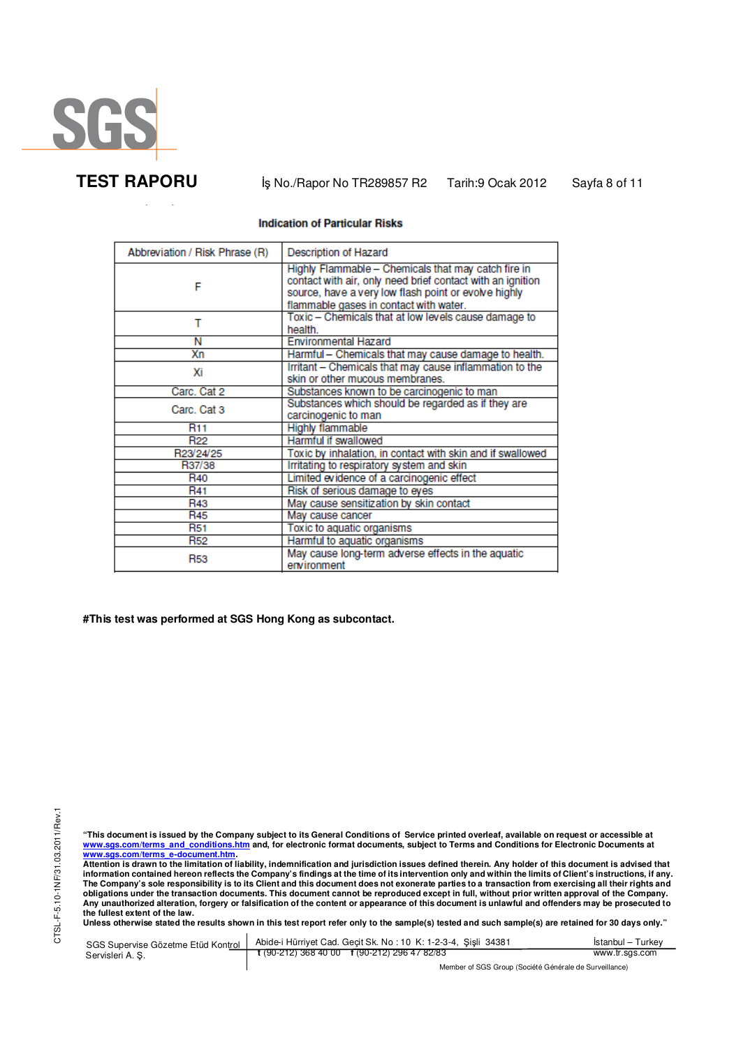**TEST RAPORU** İş No./Rapor No TR289857 R2 Tarih:9 Ocak 2012

**Indication of Particular Risks**

| Abbreviation / Risk Phrase (R) | Description of Hazard |
|---|---|
| F | Highly Flammable – Chemicals that may catch fire in contact with air, only need brief contact with an ignition source, have a very low flash point or evolve highly flammable gases in contact with water. |
| T | Toxic – Chemicals that at low levels cause damage to health. |
| N | Environmental Hazard |
| Xn | Harmful – Chemicals that may cause damage to health. |
| Xi | Irritant – Chemicals that may cause inflammation to the skin or other mucous membranes. |
| Carc. Cat 2 | Substances known to be carcinogenic to man |
| Carc. Cat 3 | Substances which should be regarded as if they are carcinogenic to man |
| R11 | Highly flammable |
| R22 | Harmful if swallowed |
| R23/24/25 | Toxic by inhalation, in contact with skin and if swallowed |
| R37/38 | Irritating to respiratory system and skin |
| R40 | Limited evidence of a carcinogenic effect |
| R41 | Risk of serious damage to eyes |
| R43 | May cause sensitization by skin contact |
| R45 | May cause cancer |
| R51 | Toxic to aquatic organisms |
| R52 | Harmful to aquatic organisms |
| R53 | May cause long-term adverse effects in the aquatic environment |

**#This test was performed at SGS Hong Kong as subcontact.**

**"This document is issued by the Company subject to its General Conditions of Service printed overleaf, available on request or accessible at www.sgs.com/terms_and_conditions.htm and, for electronic format documents, subject to Terms and Conditions for Electronic Documents at www.sgs.com/terms_e-document.htm.**
**Attention is drawn to the limitation of liability, indemnification and jurisdiction issues defined therein. Any holder of this document is advised that information contained hereon reflects the Company's findings at the time of its intervention only and within the limits of Client's instructions, if any. The Company's sole responsibility is to its Client and this document does not exonerate parties to a transaction from exercising all their rights and obligations under the transaction documents. This document cannot be reproduced except in full, without prior written approval of the Company. Any unauthorized alteration, forgery or falsification of the content or appearance of this document is unlawful and offenders may be prosecuted to the fullest extent of the law.**
**Unless otherwise stated the results shown in this test report refer only to the sample(s) tested and such sample(s) are retained for 30 days only."**

SGS Supervise Gözetme Etüd Kontrol Servisleri A. Ş. | Abide-i Hürriyet Cad. Geçit Sk. No : 10 K: 1-2-3-4, Şişli 34381 İstanbul – Turkey | t (90-212) 368 40 00 f (90-212) 296 47 82/83 | www.tr.sgs.com

Member of SGS Group (Société Générale de Surveillance)

CTSL-F-5.10-1NF/31.03.2011/Rev.1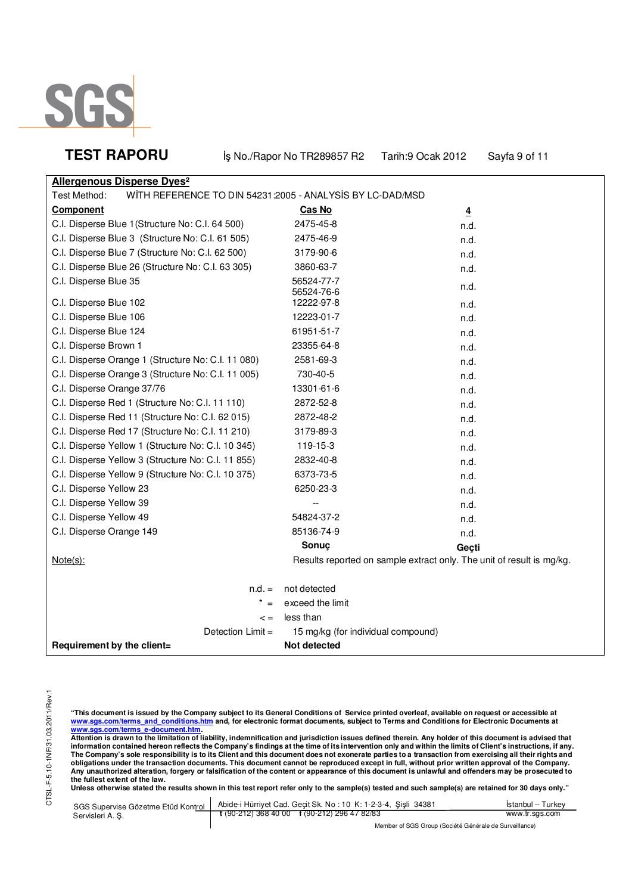**TEST RAPORU** İş No./Rapor No TR289857 R2 Tarih:9 Ocak 2012

**Allergenous Disperse Dyes²**

Test Method: WİTH REFERENCE TO DIN 54231:2005 - ANALYSİS BY LC-DAD/MSD

| Component | Cas No | 4 |
|---|---|---|
| C.I. Disperse Blue 1 (Structure No: C.I. 64 500) | 2475-45-8 | n.d. |
| C.I. Disperse Blue 3 (Structure No: C.I. 61 505) | 2475-46-9 | n.d. |
| C.I. Disperse Blue 7 (Structure No: C.I. 62 500) | 3179-90-6 | n.d. |
| C.I. Disperse Blue 26 (Structure No: C.I. 63 305) | 3860-63-7 | n.d. |
| C.I. Disperse Blue 35 | 56524-77-7<br>56524-76-6 | n.d. |
| C.I. Disperse Blue 102 | 12222-97-8 | n.d. |
| C.I. Disperse Blue 106 | 12223-01-7 | n.d. |
| C.I. Disperse Blue 124 | 61951-51-7 | n.d. |
| C.I. Disperse Brown 1 | 23355-64-8 | n.d. |
| C.I. Disperse Orange 1 (Structure No: C.I. 11 080) | 2581-69-3 | n.d. |
| C.I. Disperse Orange 3 (Structure No: C.I. 11 005) | 730-40-5 | n.d. |
| C.I. Disperse Orange 37/76 | 13301-61-6 | n.d. |
| C.I. Disperse Red 1 (Structure No: C.I. 11 110) | 2872-52-8 | n.d. |
| C.I. Disperse Red 11 (Structure No: C.I. 62 015) | 2872-48-2 | n.d. |
| C.I. Disperse Red 17 (Structure No: C.I. 11 210) | 3179-89-3 | n.d. |
| C.I. Disperse Yellow 1 (Structure No: C.I. 10 345) | 119-15-3 | n.d. |
| C.I. Disperse Yellow 3 (Structure No: C.I. 11 855) | 2832-40-8 | n.d. |
| C.I. Disperse Yellow 9 (Structure No: C.I. 10 375) | 6373-73-5 | n.d. |
| C.I. Disperse Yellow 23 | 6250-23-3 | n.d. |
| C.I. Disperse Yellow 39 | -- | n.d. |
| C.I. Disperse Yellow 49 | 54824-37-2 | n.d. |
| C.I. Disperse Orange 149 | 85136-74-9 | n.d. |
| | **Sonuç** | **Geçti** |

Note(s): Results reported on sample extract only. The unit of result is mg/kg.

n.d. = not detected
\* = exceed the limit
< = less than
Detection Limit = 15 mg/kg (for individual compound)

**Requirement by the client= Not detected**

**"This document is issued by the Company subject to its General Conditions of Service printed overleaf, available on request or accessible at www.sgs.com/terms_and_conditions.htm and, for electronic format documents, subject to Terms and Conditions for Electronic Documents at www.sgs.com/terms_e-document.htm.**
**Attention is drawn to the limitation of liability, indemnification and jurisdiction issues defined therein. Any holder of this document is advised that information contained hereon reflects the Company's findings at the time of its intervention only and within the limits of Client's instructions, if any. The Company's sole responsibility is to its Client and this document does not exonerate parties to a transaction from exercising all their rights and obligations under the transaction documents. This document cannot be reproduced except in full, without prior written approval of the Company. Any unauthorized alteration, forgery or falsification of the content or appearance of this document is unlawful and offenders may be prosecuted to the fullest extent of the law.**
**Unless otherwise stated the results shown in this test report refer only to the sample(s) tested and such sample(s) are retained for 30 days only."**

SGS Supervise Gözetme Etüd Kontrol Servisleri A. Ş. | Abide-i Hürriyet Cad. Geçit Sk. No : 10 K: 1-2-3-4, Şişli 34381 İstanbul – Turkey | t (90-212) 368 40 00 f (90-212) 296 47 82/83 | www.tr.sgs.com

Member of SGS Group (Société Générale de Surveillance)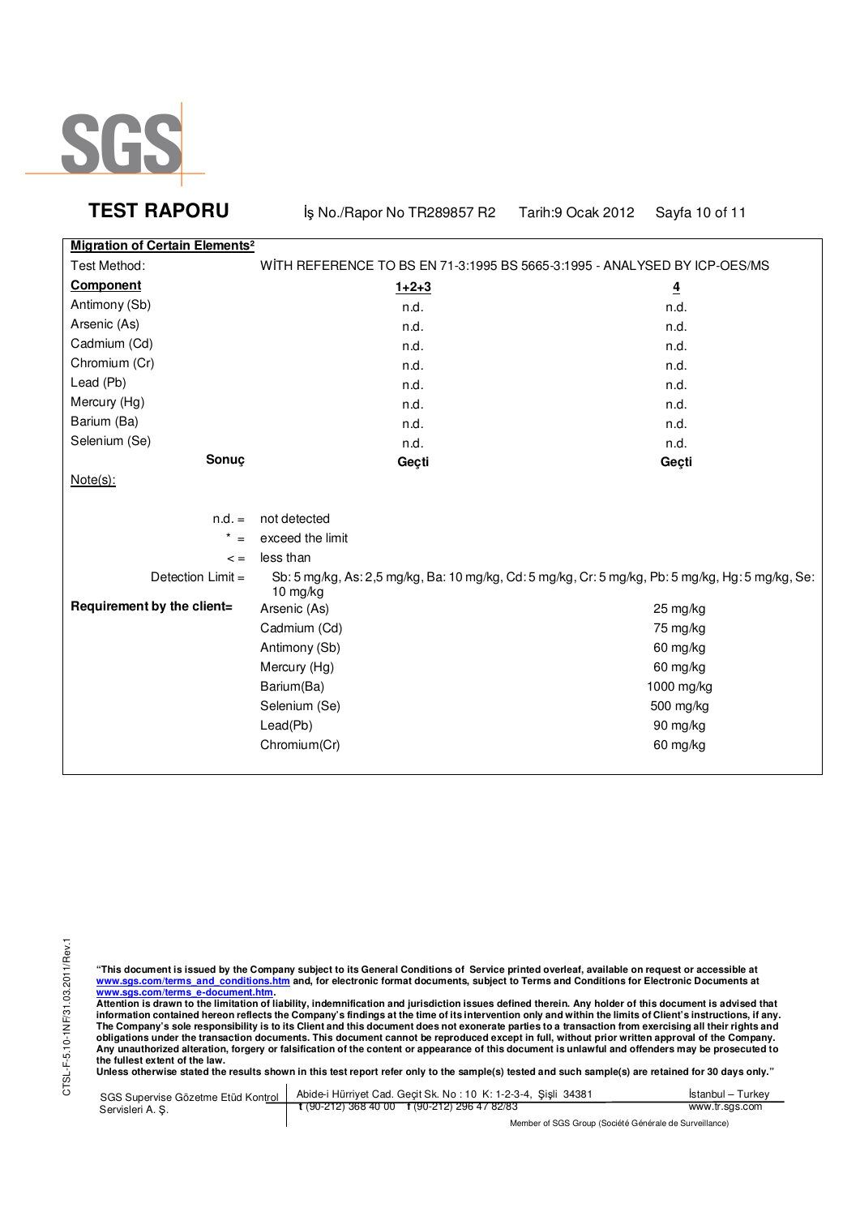**TEST RAPORU** İş No./Rapor No TR289857 R2 Tarih:9 Ocak 2012

**Migration of Certain Elements²**

Test Method: WİTH REFERENCE TO BS EN 71-3:1995 BS 5665-3:1995 - ANALYSED BY ICP-OES/MS

| **Component** | **1+2+3** | **4** |
|---|---|---|
| Antimony (Sb) | n.d. | n.d. |
| Arsenic (As) | n.d. | n.d. |
| Cadmium (Cd) | n.d. | n.d. |
| Chromium (Cr) | n.d. | n.d. |
| Lead (Pb) | n.d. | n.d. |
| Mercury (Hg) | n.d. | n.d. |
| Barium (Ba) | n.d. | n.d. |
| Selenium (Se) | n.d. | n.d. |
| **Sonuç** | **Geçti** | **Geçti** |

Note(s):

n.d. = not detected

\* = exceed the limit

< = less than

Detection Limit = Sb: 5 mg/kg, As: 2,5 mg/kg, Ba: 10 mg/kg, Cd: 5 mg/kg, Cr: 5 mg/kg, Pb: 5 mg/kg, Hg: 5 mg/kg, Se: 10 mg/kg

**Requirement by the client=**

| Element | Limit |
|---|---|
| Arsenic (As) | 25 mg/kg |
| Cadmium (Cd) | 75 mg/kg |
| Antimony (Sb) | 60 mg/kg |
| Mercury (Hg) | 60 mg/kg |
| Barium(Ba) | 1000 mg/kg |
| Selenium (Se) | 500 mg/kg |
| Lead(Pb) | 90 mg/kg |
| Chromium(Cr) | 60 mg/kg |

CTSL-F-5.10-1NF/31.03.2011/Rev.1

**"This document is issued by the Company subject to its General Conditions of Service printed overleaf, available on request or accessible at www.sgs.com/terms_and_conditions.htm and, for electronic format documents, subject to Terms and Conditions for Electronic Documents at www.sgs.com/terms_e-document.htm.**
**Attention is drawn to the limitation of liability, indemnification and jurisdiction issues defined therein. Any holder of this document is advised that information contained hereon reflects the Company's findings at the time of its intervention only and within the limits of Client's instructions, if any. The Company's sole responsibility is to its Client and this document does not exonerate parties to a transaction from exercising all their rights and obligations under the transaction documents. This document cannot be reproduced except in full, without prior written approval of the Company. Any unauthorized alteration, forgery or falsification of the content or appearance of this document is unlawful and offenders may be prosecuted to the fullest extent of the law.**
**Unless otherwise stated the results shown in this test report refer only to the sample(s) tested and such sample(s) are retained for 30 days only."**

SGS Supervise Gözetme Etüd Kontrol Servisleri A. Ş. | Abide-i Hürriyet Cad. Geçit Sk. No : 10 K: 1-2-3-4, Şişli 34381 | t (90-212) 368 40 00 f (90-212) 296 47 82/83 | İstanbul – Turkey www.tr.sgs.com

Member of SGS Group (Société Générale de Surveillance)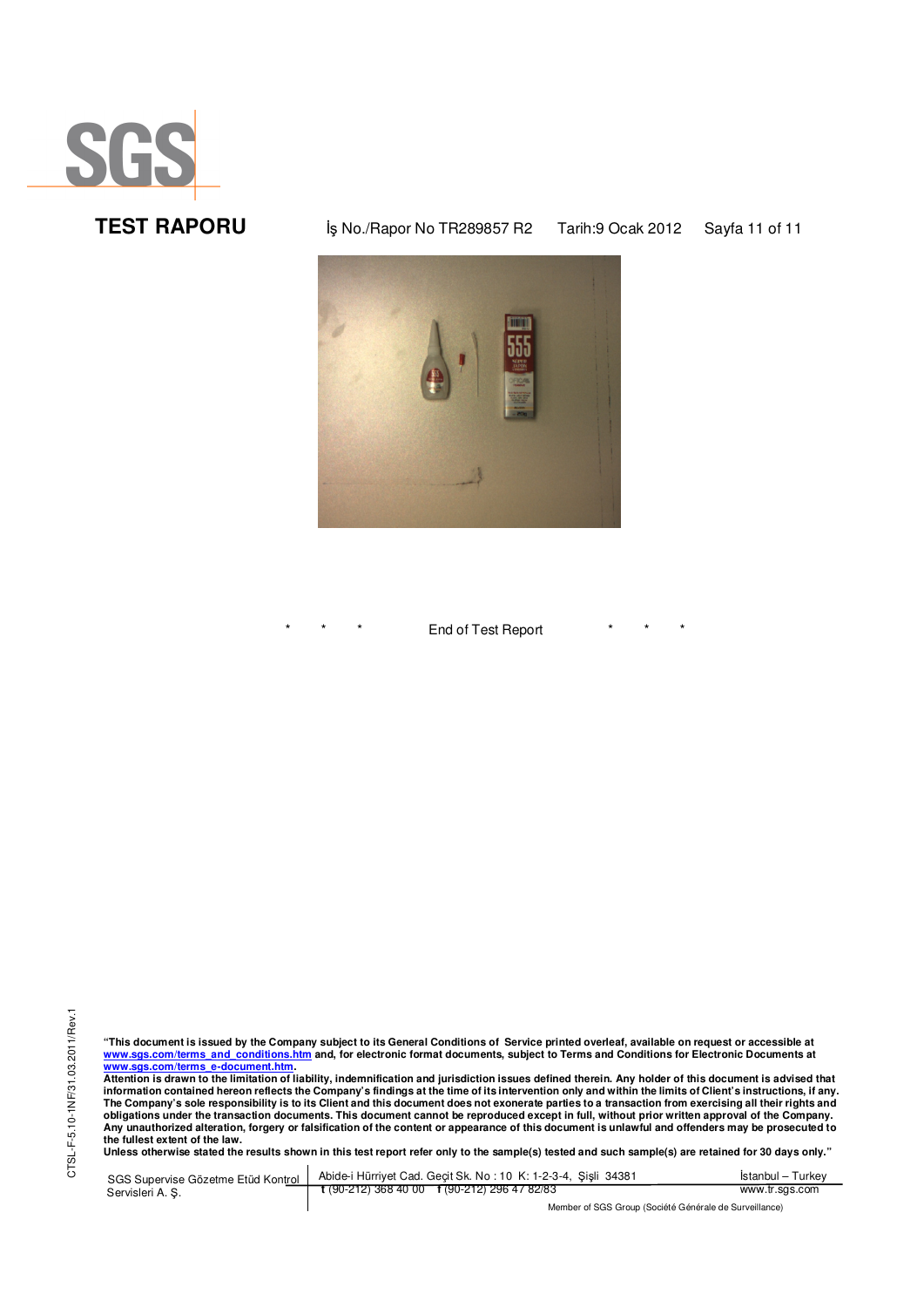# TEST RAPORU

İş No./Rapor No TR289857 R2 Tarih:9 Ocak 2012

\* \* \* End of Test Report \* \* \*

**"This document is issued by the Company subject to its General Conditions of Service printed overleaf, available on request or accessible at www.sgs.com/terms_and_conditions.htm and, for electronic format documents, subject to Terms and Conditions for Electronic Documents at www.sgs.com/terms_e-document.htm.**
**Attention is drawn to the limitation of liability, indemnification and jurisdiction issues defined therein. Any holder of this document is advised that information contained hereon reflects the Company's findings at the time of its intervention only and within the limits of Client's instructions, if any. The Company's sole responsibility is to its Client and this document does not exonerate parties to a transaction from exercising all their rights and obligations under the transaction documents. This document cannot be reproduced except in full, without prior written approval of the Company. Any unauthorized alteration, forgery or falsification of the content or appearance of this document is unlawful and offenders may be prosecuted to the fullest extent of the law.**
**Unless otherwise stated the results shown in this test report refer only to the sample(s) tested and such sample(s) are retained for 30 days only."**

SGS Supervise Gözetme Etüd Kontrol Servisleri A. Ş. | Abide-i Hürriyet Cad. Geçit Sk. No : 10 K: 1-2-3-4, Şişli 34381 | İstanbul – Turkey
t (90-212) 368 40 00 f (90-212) 296 47 82/83 | www.tr.sgs.com

Member of SGS Group (Société Générale de Surveillance)

CTSL-F-5.10-1NF/31.03.2011/Rev.1